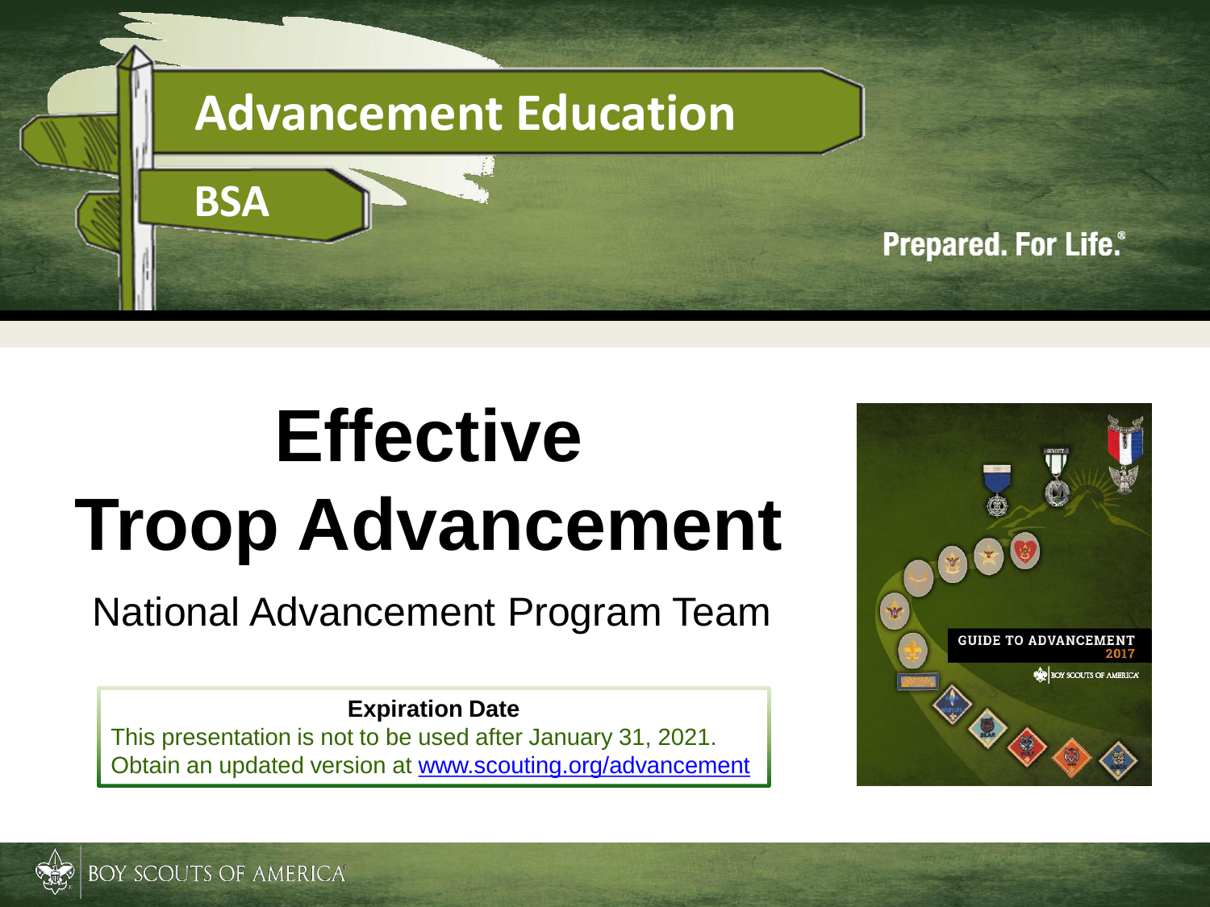Advancement Education

BSA

Prepared. For Life.®

# Effective Troop Advancement

National Advancement Program Team

**Expiration Date**

This presentation is not to be used after January 31, 2021.
Obtain an updated version at www.scouting.org/advancement

GUIDE TO ADVANCEMENT 2017

BOY SCOUTS OF AMERICA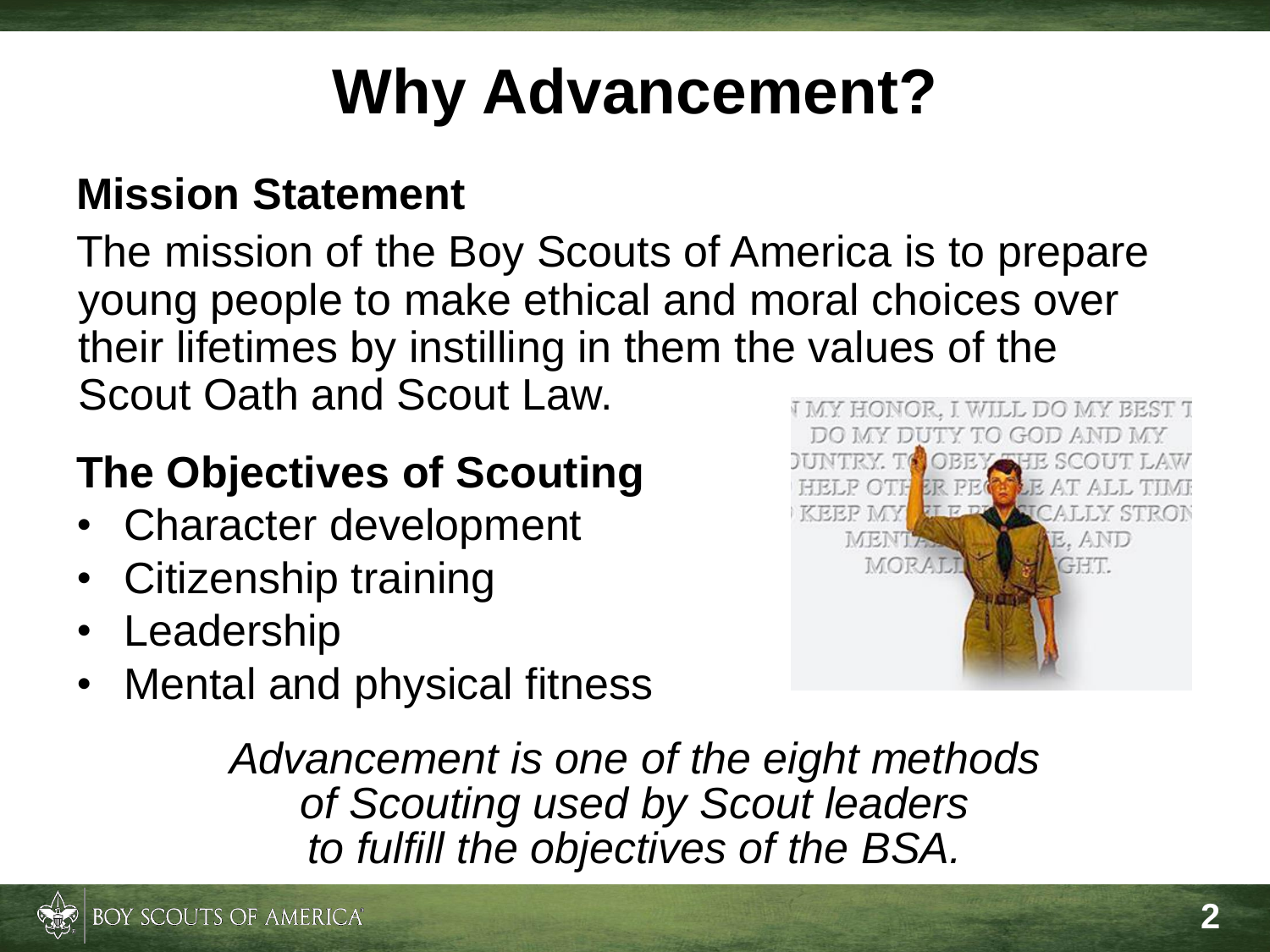# Why Advancement?

## Mission Statement

The mission of the Boy Scouts of America is to prepare young people to make ethical and moral choices over their lifetimes by instilling in them the values of the Scout Oath and Scout Law.

## The Objectives of Scouting

- Character development
- Citizenship training
- Leadership
- Mental and physical fitness

*Advancement is one of the eight methods of Scouting used by Scout leaders to fulfill the objectives of the BSA.*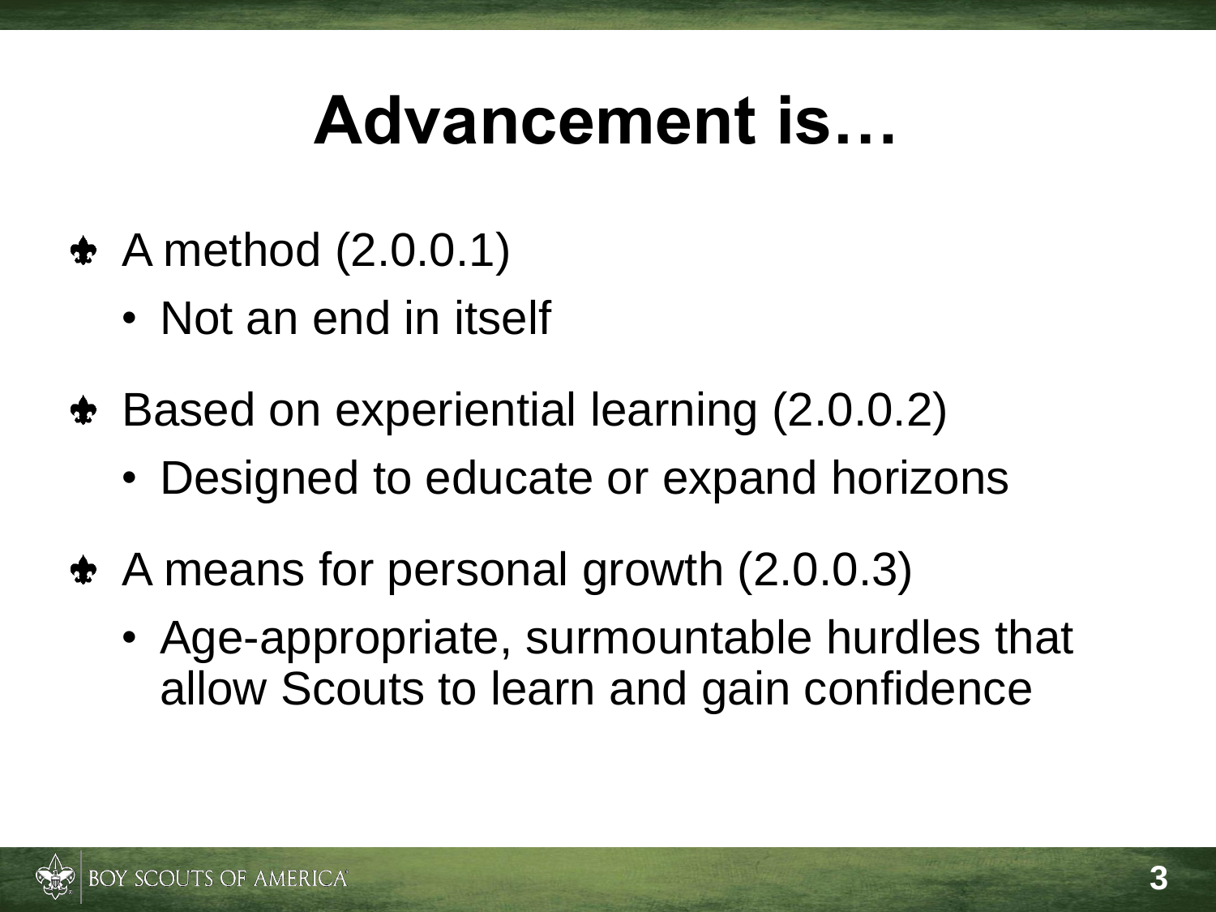# Advancement is…

- A method (2.0.0.1)
  - Not an end in itself
- Based on experiential learning (2.0.0.2)
  - Designed to educate or expand horizons
- A means for personal growth (2.0.0.3)
  - Age-appropriate, surmountable hurdles that allow Scouts to learn and gain confidence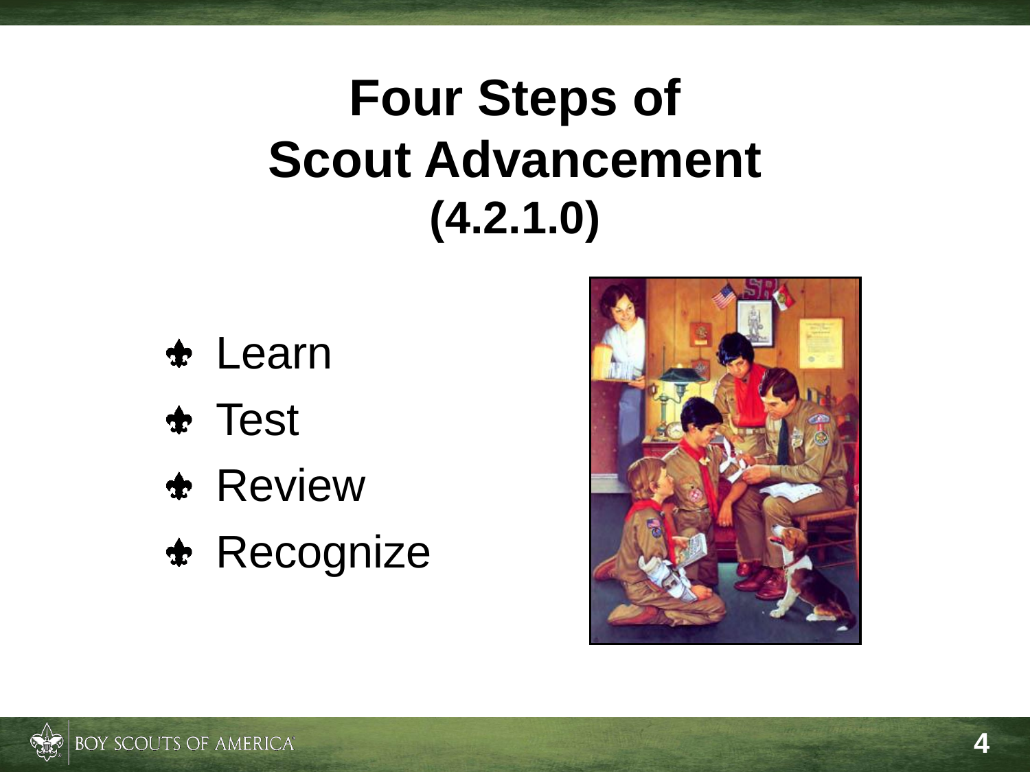# Four Steps of Scout Advancement (4.2.1.0)

- Learn
- Test
- Review
- Recognize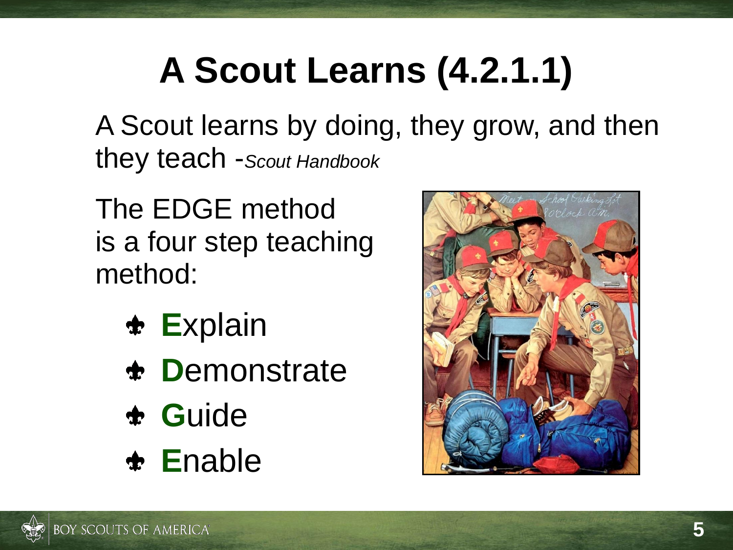# A Scout Learns (4.2.1.1)

A Scout learns by doing, they grow, and then they teach -*Scout Handbook*

The EDGE method is a four step teaching method:

- **E**xplain
- **D**emonstrate
- **G**uide
- **E**nable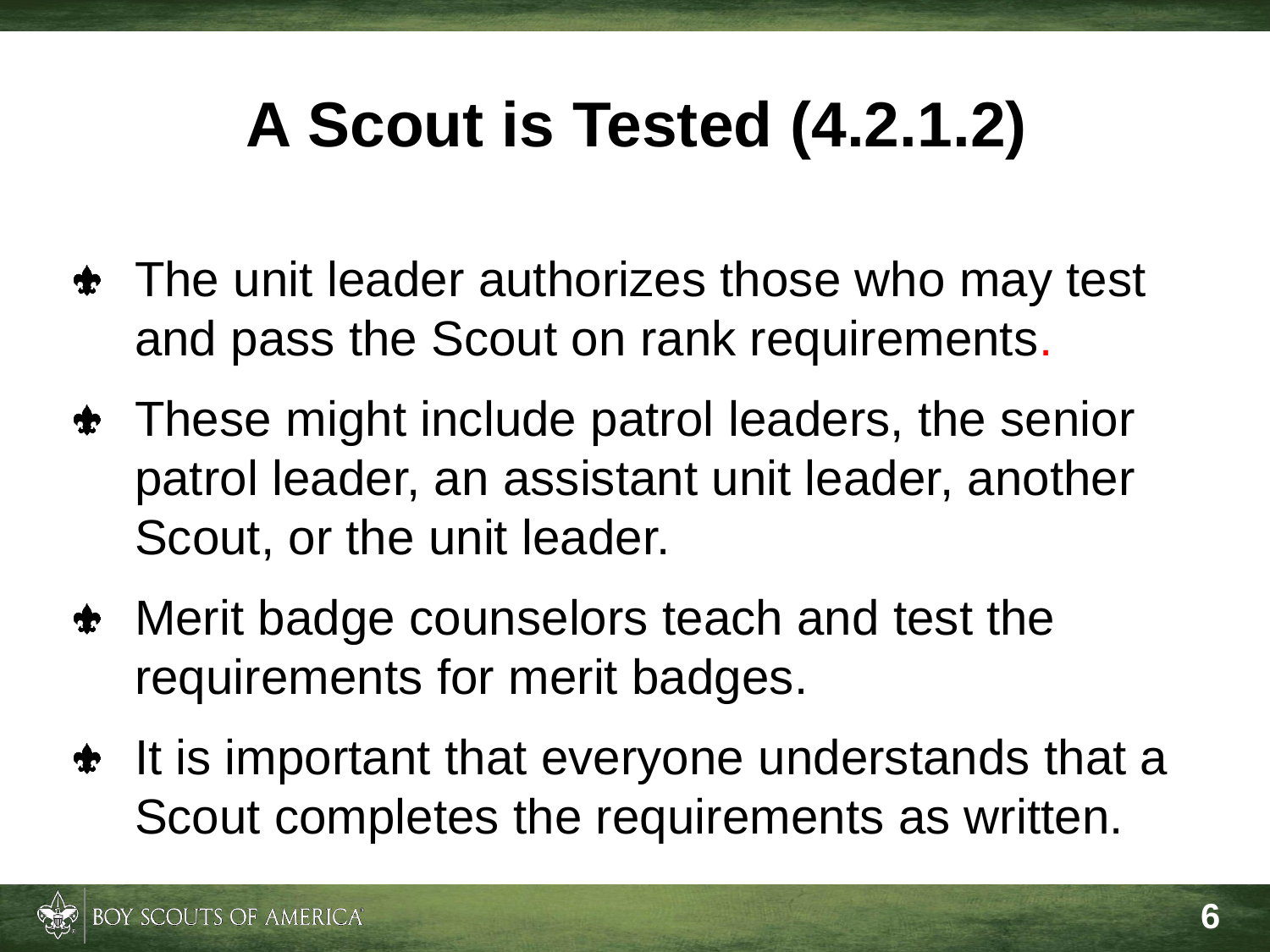# A Scout is Tested (4.2.1.2)

- The unit leader authorizes those who may test and pass the Scout on rank requirements.
- These might include patrol leaders, the senior patrol leader, an assistant unit leader, another Scout, or the unit leader.
- Merit badge counselors teach and test the requirements for merit badges.
- It is important that everyone understands that a Scout completes the requirements as written.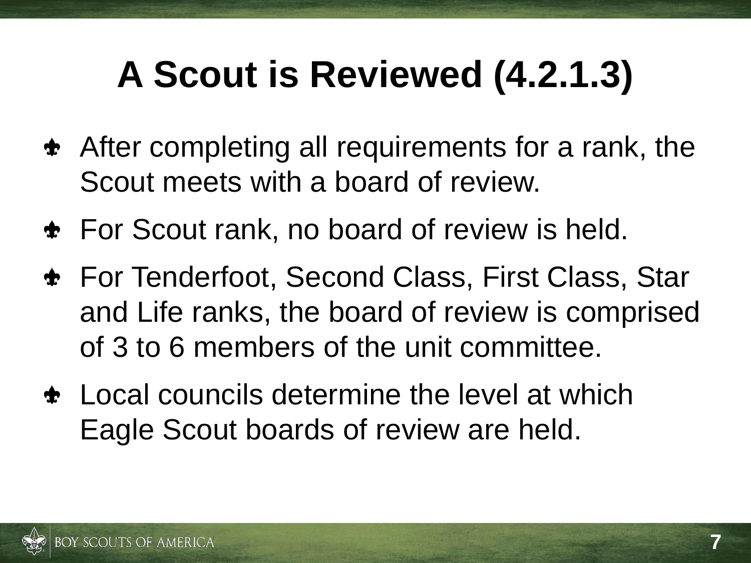# A Scout is Reviewed (4.2.1.3)

- After completing all requirements for a rank, the Scout meets with a board of review.
- For Scout rank, no board of review is held.
- For Tenderfoot, Second Class, First Class, Star and Life ranks, the board of review is comprised of 3 to 6 members of the unit committee.
- Local councils determine the level at which Eagle Scout boards of review are held.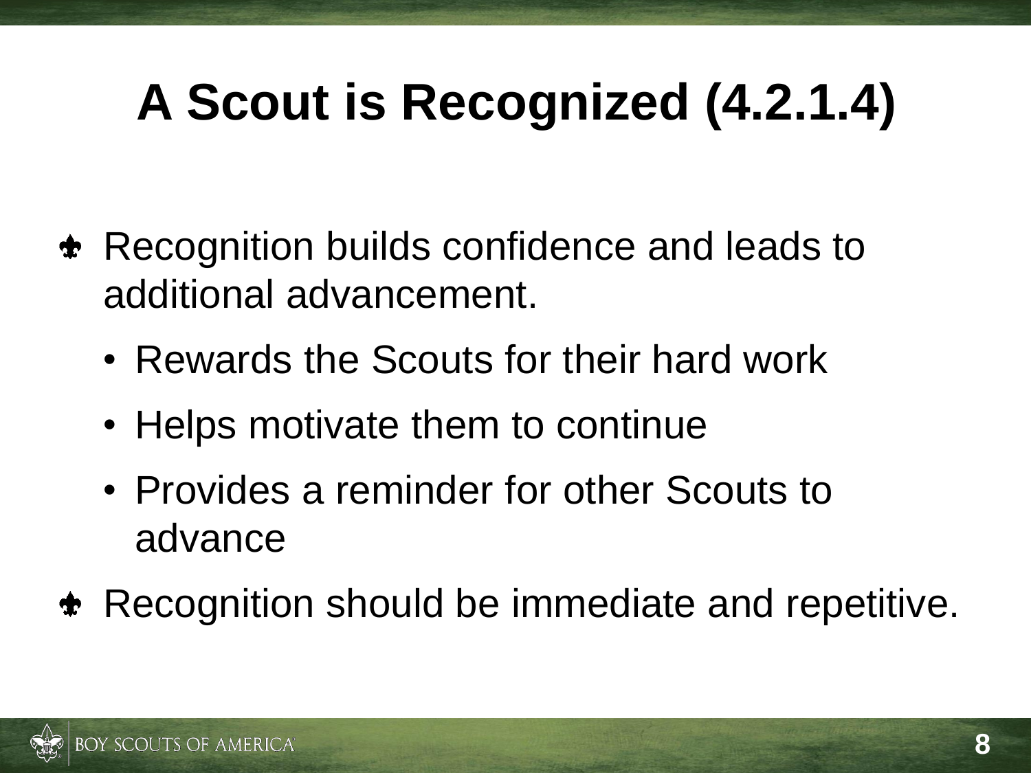# A Scout is Recognized (4.2.1.4)

- Recognition builds confidence and leads to additional advancement.
  - Rewards the Scouts for their hard work
  - Helps motivate them to continue
  - Provides a reminder for other Scouts to advance
- Recognition should be immediate and repetitive.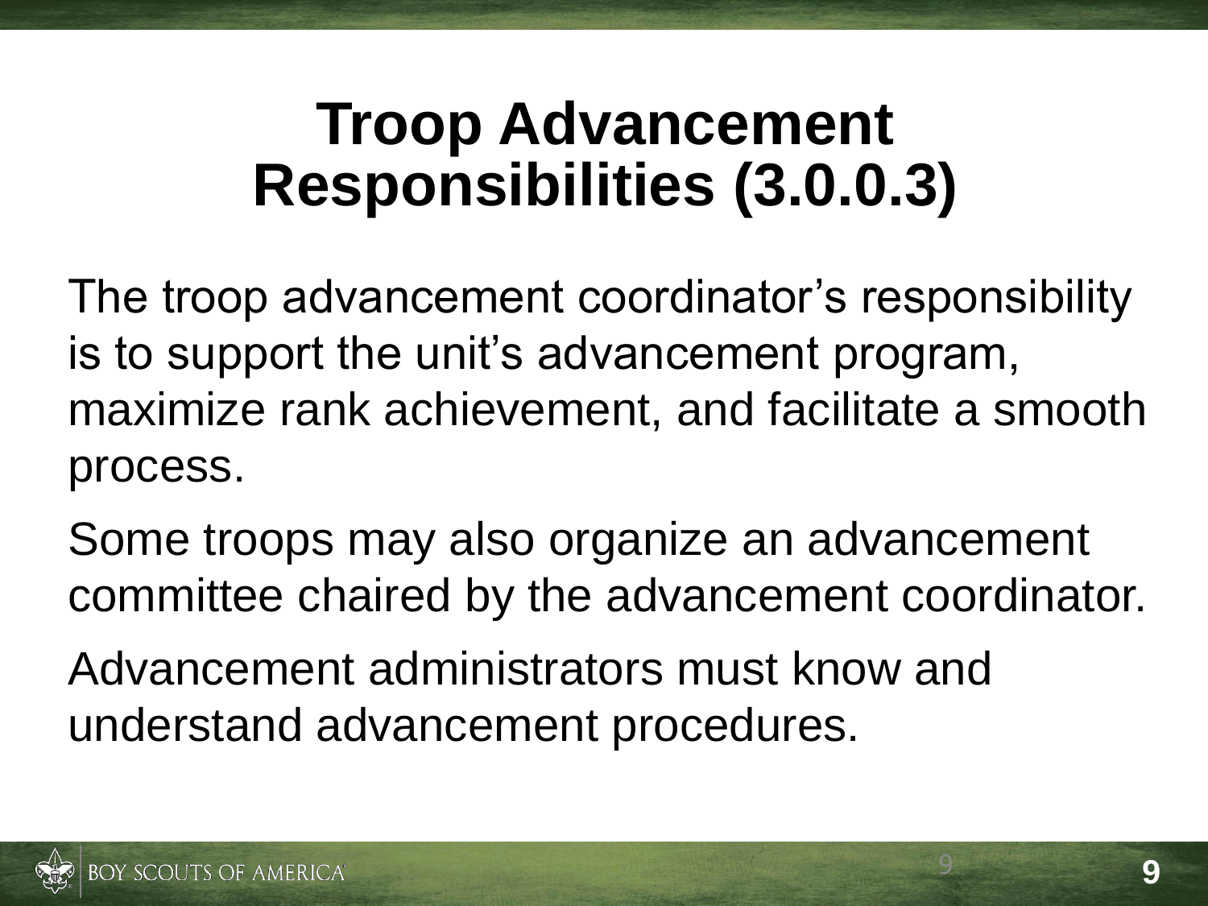# Troop Advancement Responsibilities (3.0.0.3)

The troop advancement coordinator's responsibility is to support the unit's advancement program, maximize rank achievement, and facilitate a smooth process.

Some troops may also organize an advancement committee chaired by the advancement coordinator.

Advancement administrators must know and understand advancement procedures.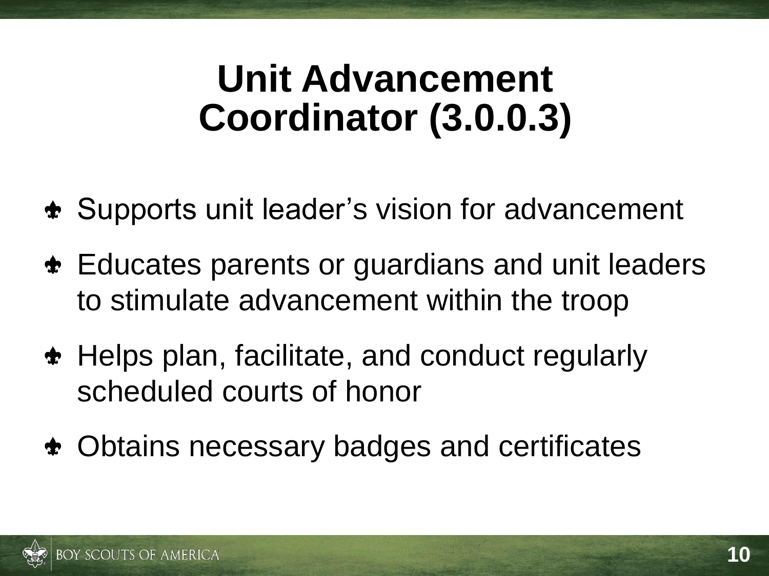# Unit Advancement Coordinator (3.0.0.3)

- Supports unit leader's vision for advancement
- Educates parents or guardians and unit leaders to stimulate advancement within the troop
- Helps plan, facilitate, and conduct regularly scheduled courts of honor
- Obtains necessary badges and certificates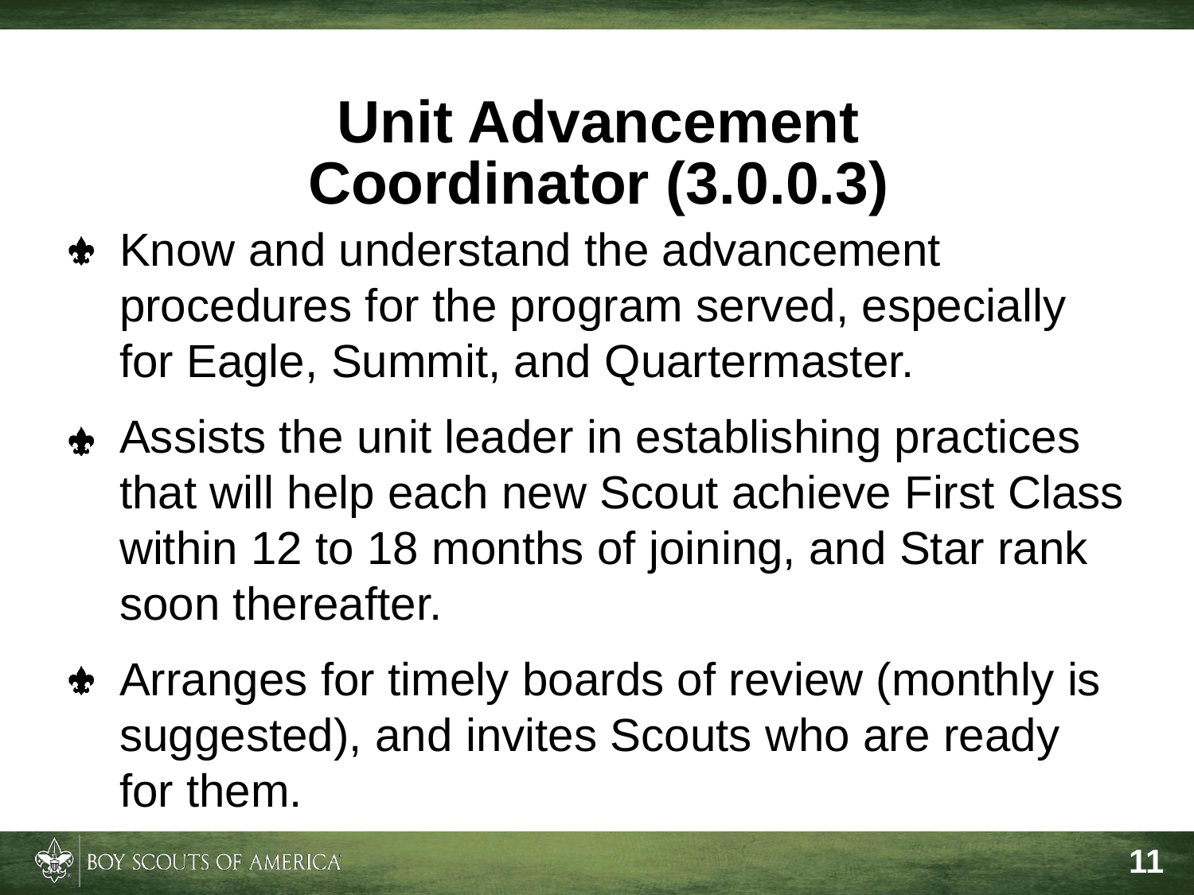# Unit Advancement Coordinator (3.0.0.3)

- Know and understand the advancement procedures for the program served, especially for Eagle, Summit, and Quartermaster.
- Assists the unit leader in establishing practices that will help each new Scout achieve First Class within 12 to 18 months of joining, and Star rank soon thereafter.
- Arranges for timely boards of review (monthly is suggested), and invites Scouts who are ready for them.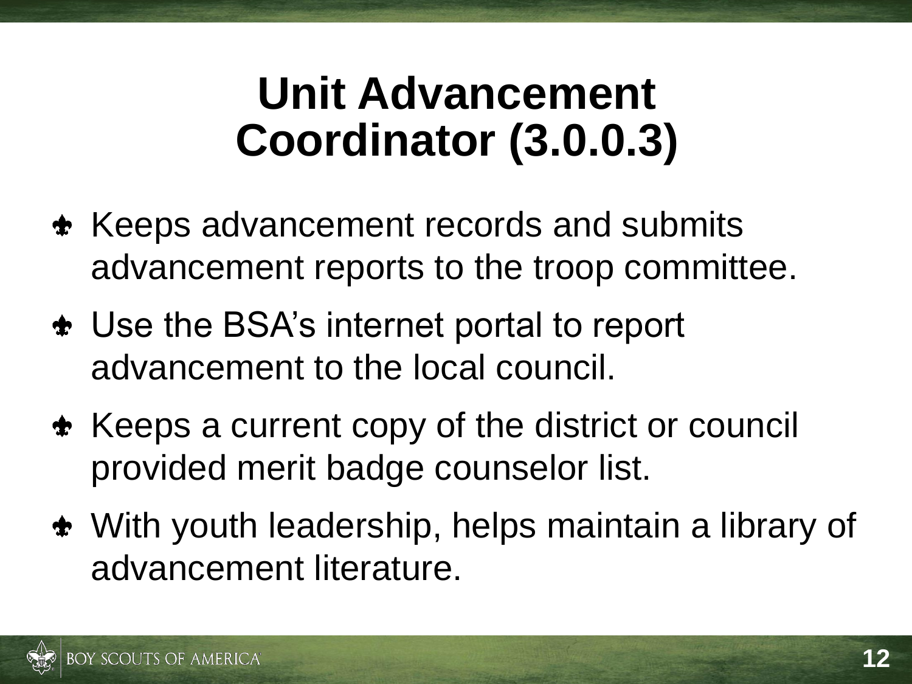# Unit Advancement Coordinator (3.0.0.3)

- Keeps advancement records and submits advancement reports to the troop committee.
- Use the BSA's internet portal to report advancement to the local council.
- Keeps a current copy of the district or council provided merit badge counselor list.
- With youth leadership, helps maintain a library of advancement literature.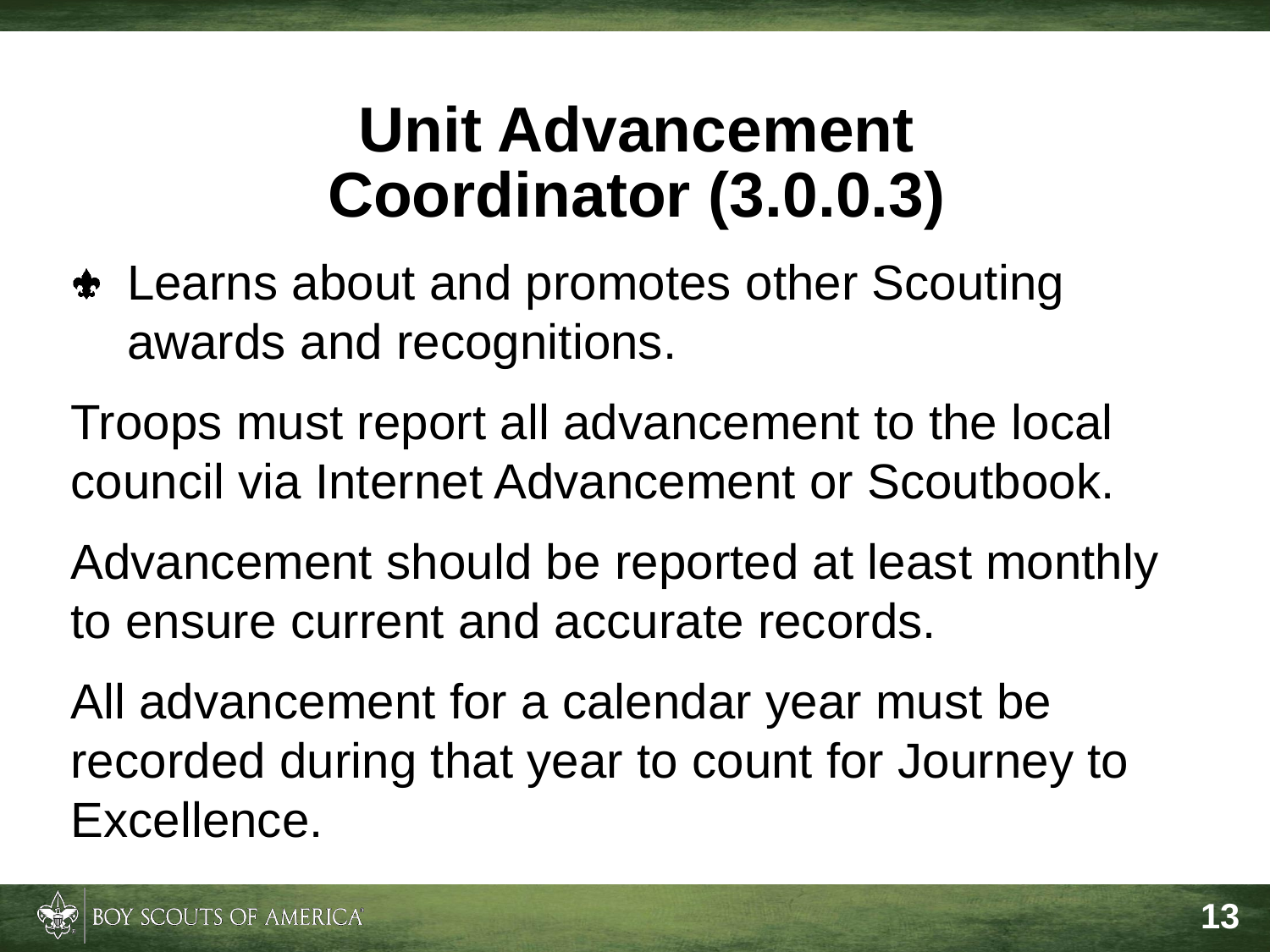# Unit Advancement Coordinator (3.0.0.3)

- Learns about and promotes other Scouting awards and recognitions.

Troops must report all advancement to the local council via Internet Advancement or Scoutbook.

Advancement should be reported at least monthly to ensure current and accurate records.

All advancement for a calendar year must be recorded during that year to count for Journey to Excellence.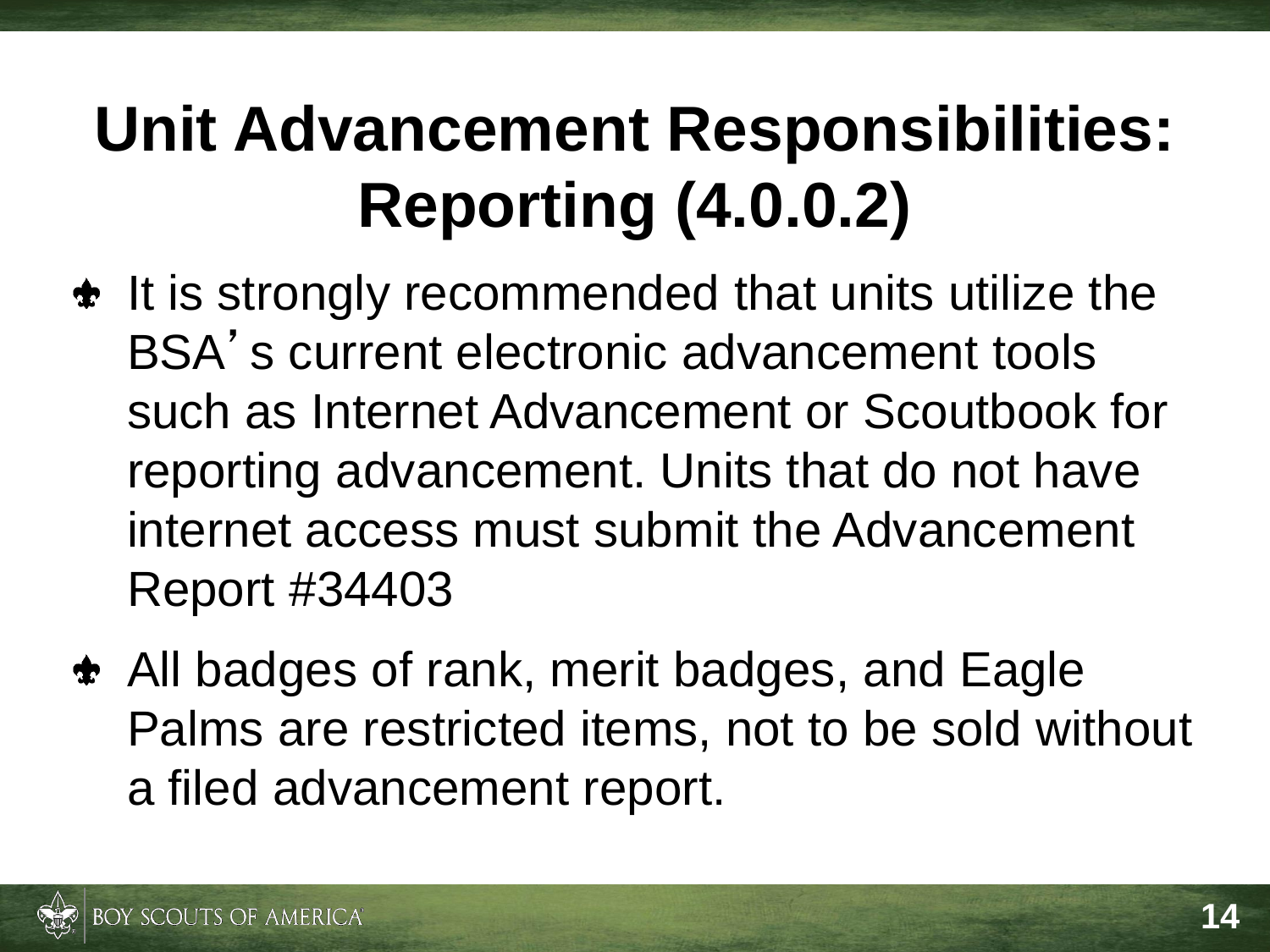# Unit Advancement Responsibilities: Reporting (4.0.0.2)

- It is strongly recommended that units utilize the BSA's current electronic advancement tools such as Internet Advancement or Scoutbook for reporting advancement. Units that do not have internet access must submit the Advancement Report #34403
- All badges of rank, merit badges, and Eagle Palms are restricted items, not to be sold without a filed advancement report.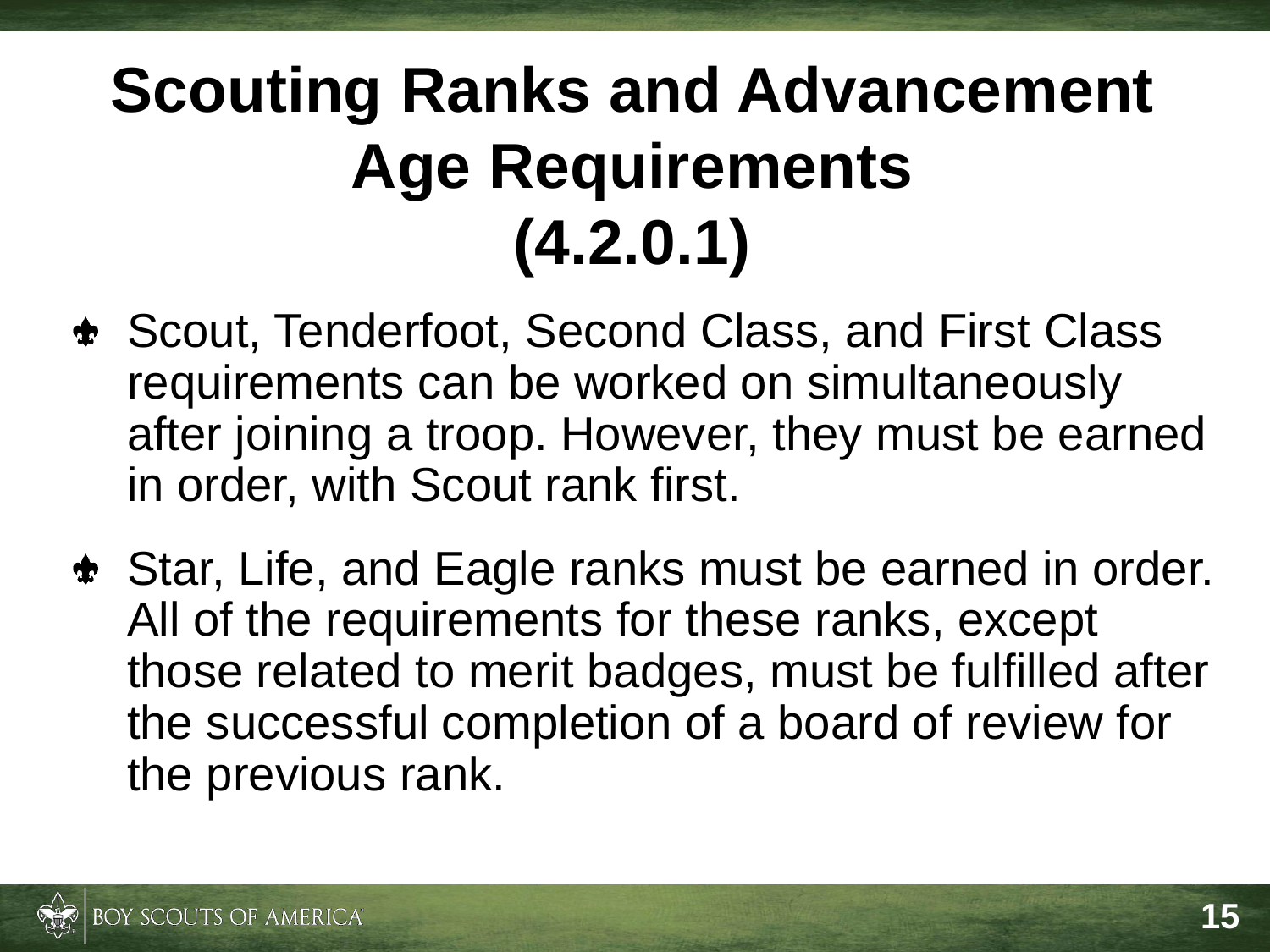# Scouting Ranks and Advancement Age Requirements (4.2.0.1)

- Scout, Tenderfoot, Second Class, and First Class requirements can be worked on simultaneously after joining a troop. However, they must be earned in order, with Scout rank first.
- Star, Life, and Eagle ranks must be earned in order. All of the requirements for these ranks, except those related to merit badges, must be fulfilled after the successful completion of a board of review for the previous rank.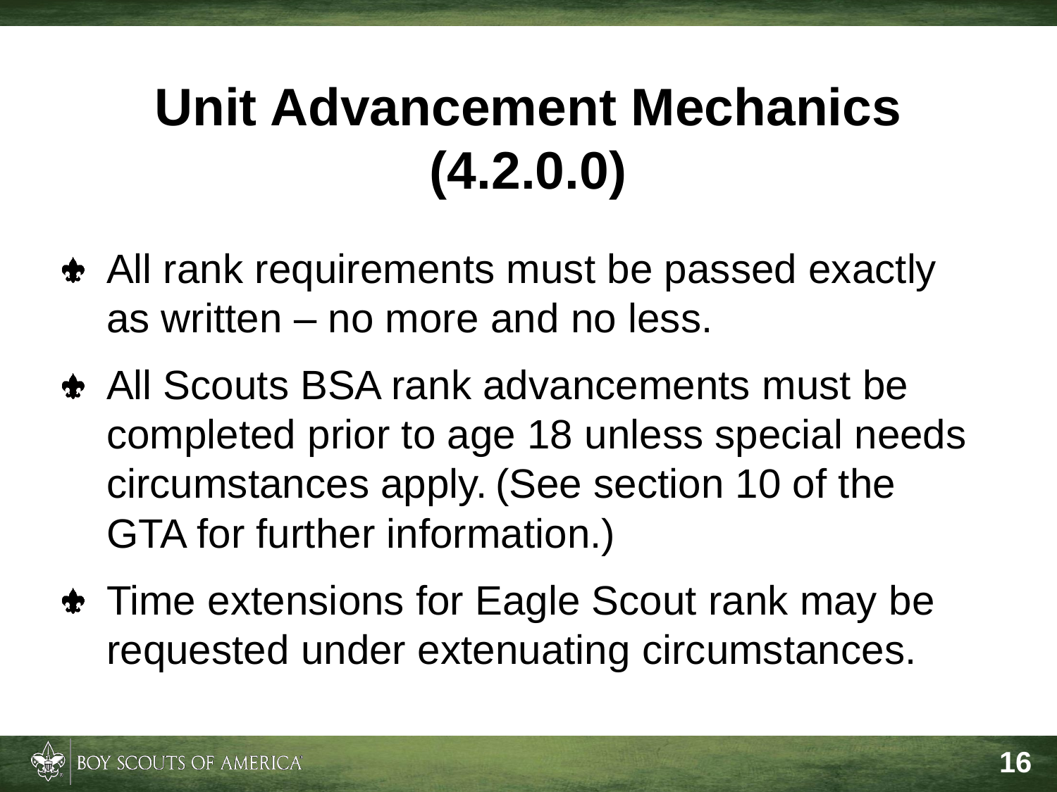# Unit Advancement Mechanics (4.2.0.0)

- All rank requirements must be passed exactly as written – no more and no less.
- All Scouts BSA rank advancements must be completed prior to age 18 unless special needs circumstances apply. (See section 10 of the GTA for further information.)
- Time extensions for Eagle Scout rank may be requested under extenuating circumstances.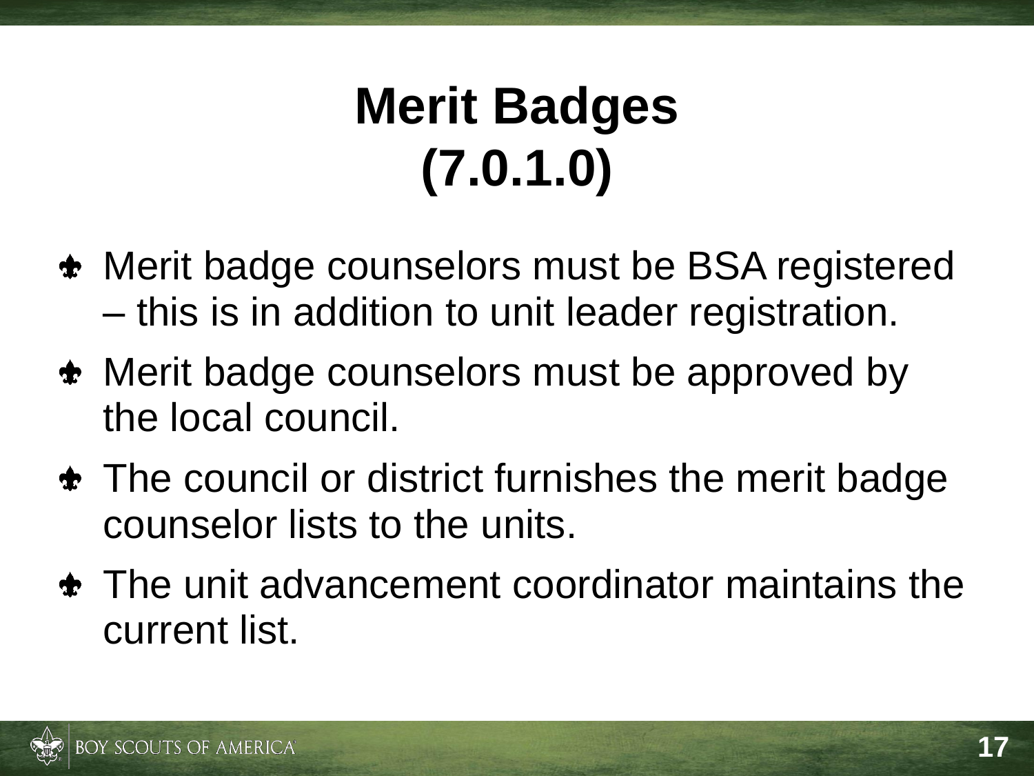# Merit Badges (7.0.1.0)

- Merit badge counselors must be BSA registered – this is in addition to unit leader registration.
- Merit badge counselors must be approved by the local council.
- The council or district furnishes the merit badge counselor lists to the units.
- The unit advancement coordinator maintains the current list.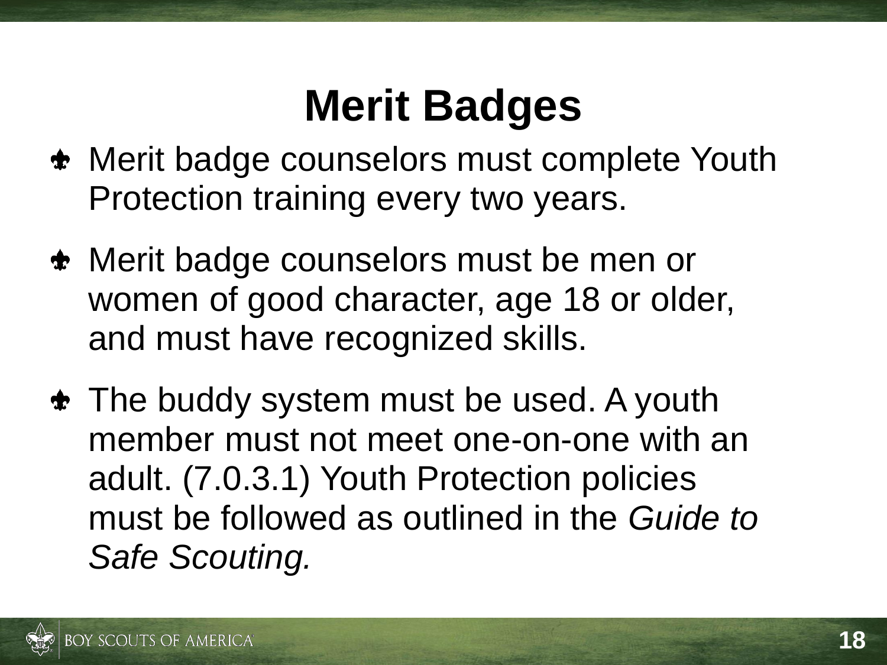# Merit Badges

- Merit badge counselors must complete Youth Protection training every two years.
- Merit badge counselors must be men or women of good character, age 18 or older, and must have recognized skills.
- The buddy system must be used. A youth member must not meet one-on-one with an adult. (7.0.3.1) Youth Protection policies must be followed as outlined in the *Guide to Safe Scouting.*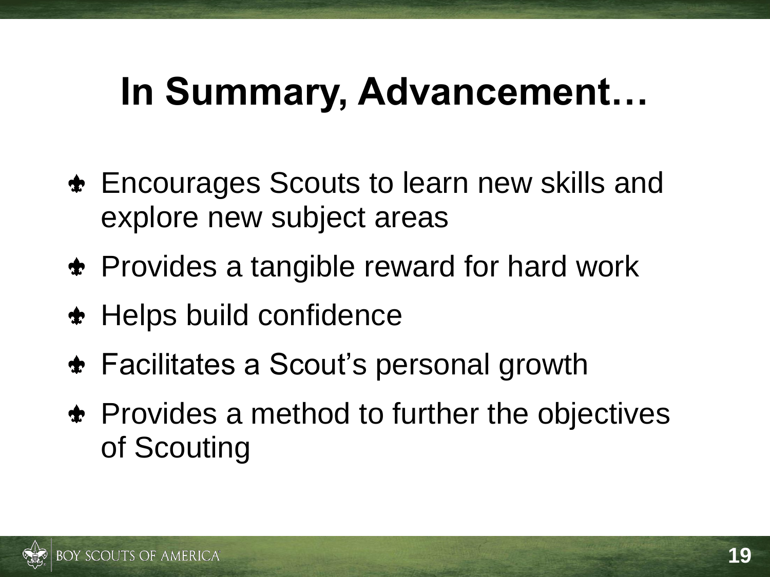# In Summary, Advancement…

- Encourages Scouts to learn new skills and explore new subject areas
- Provides a tangible reward for hard work
- Helps build confidence
- Facilitates a Scout's personal growth
- Provides a method to further the objectives of Scouting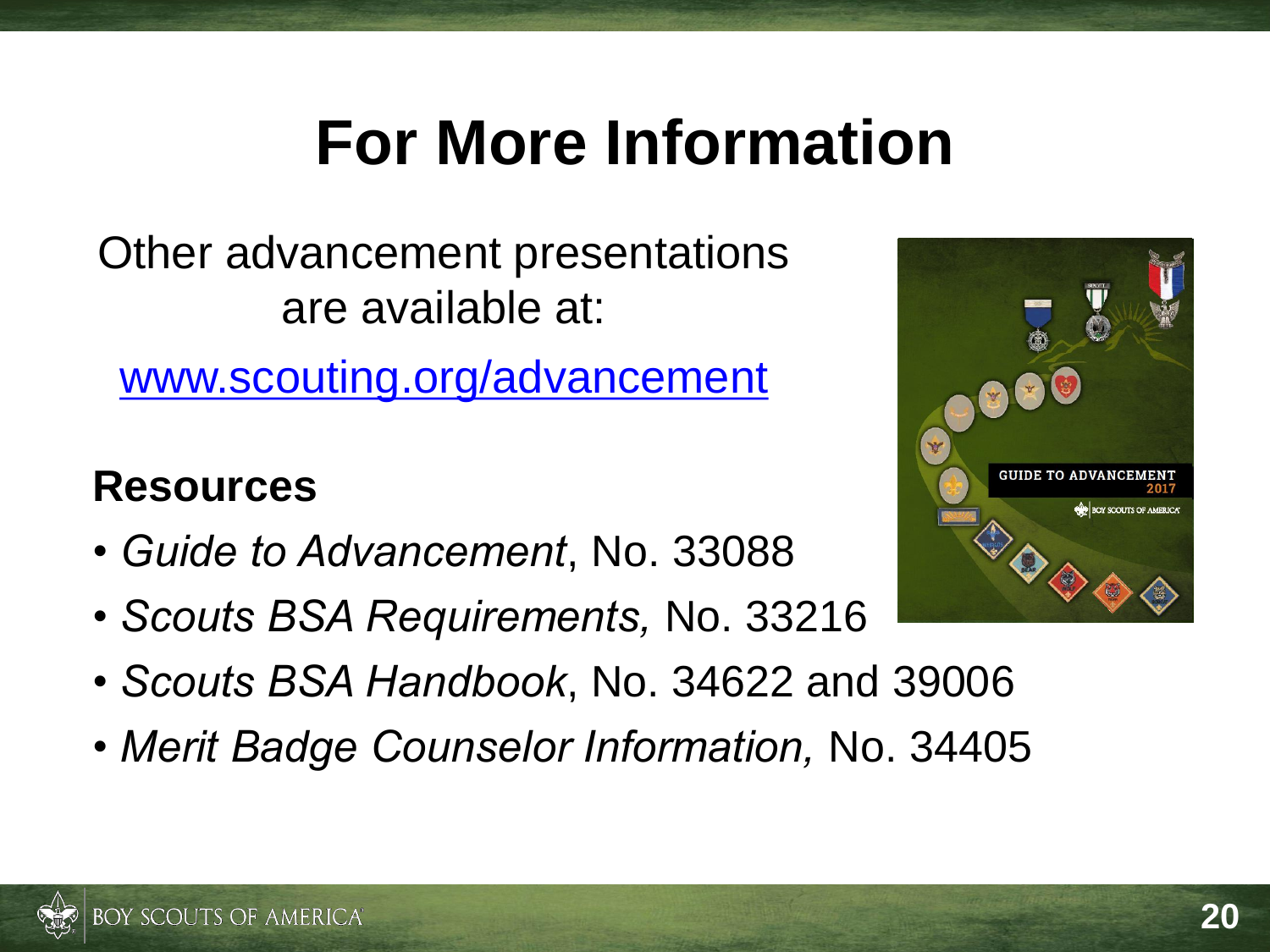# For More Information

Other advancement presentations are available at:

www.scouting.org/advancement

**Resources**

- *Guide to Advancement*, No. 33088
- *Scouts BSA Requirements,* No. 33216
- *Scouts BSA Handbook*, No. 34622 and 39006
- *Merit Badge Counselor Information,* No. 34405